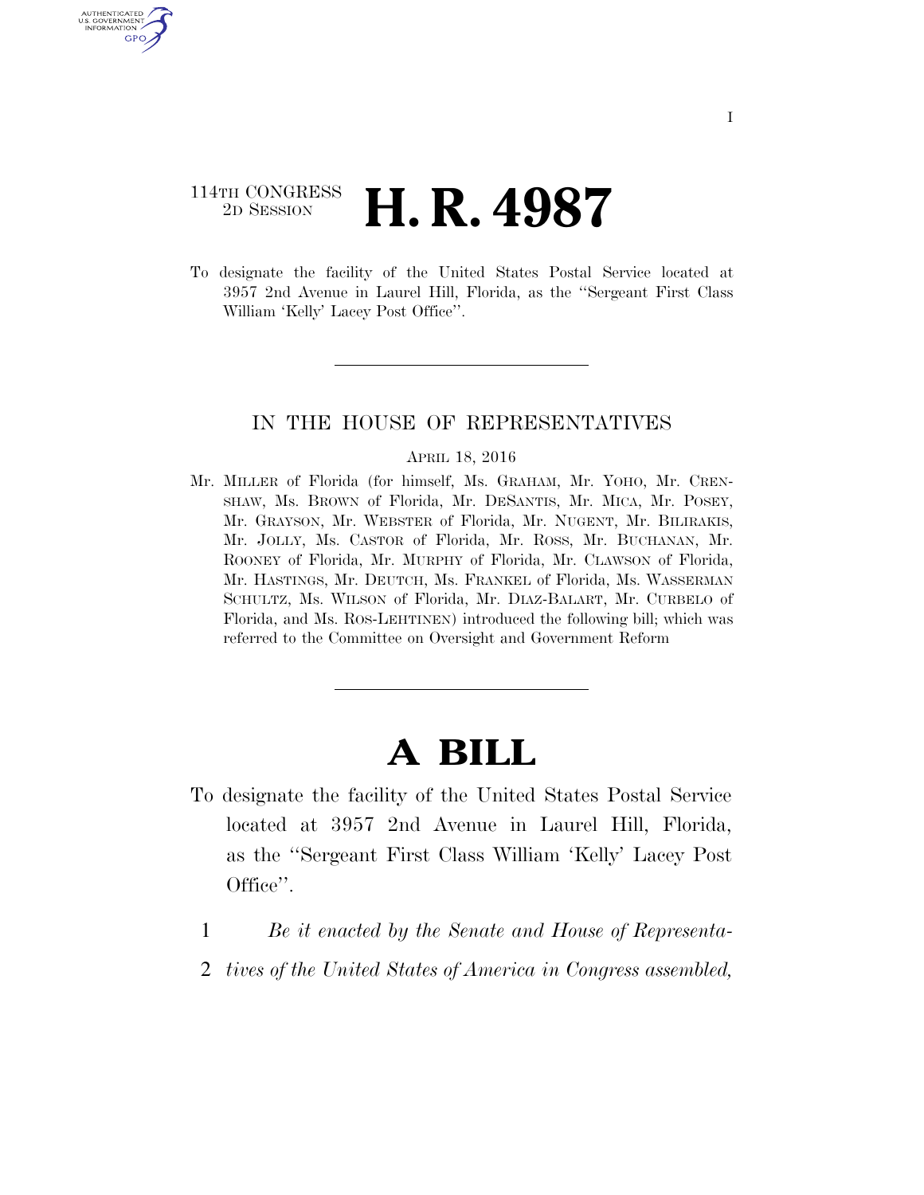114TH CONGRESS
2D SESSION

# H. R. 4987

To designate the facility of the United States Postal Service located at 3957 2nd Avenue in Laurel Hill, Florida, as the "Sergeant First Class William 'Kelly' Lacey Post Office".

IN THE HOUSE OF REPRESENTATIVES

APRIL 18, 2016

Mr. MILLER of Florida (for himself, Ms. GRAHAM, Mr. YOHO, Mr. CRENSHAW, Ms. BROWN of Florida, Mr. DESANTIS, Mr. MICA, Mr. POSEY, Mr. GRAYSON, Mr. WEBSTER of Florida, Mr. NUGENT, Mr. BILIRAKIS, Mr. JOLLY, Ms. CASTOR of Florida, Mr. ROSS, Mr. BUCHANAN, Mr. ROONEY of Florida, Mr. MURPHY of Florida, Mr. CLAWSON of Florida, Mr. HASTINGS, Mr. DEUTCH, Ms. FRANKEL of Florida, Ms. WASSERMAN SCHULTZ, Ms. WILSON of Florida, Mr. DIAZ-BALART, Mr. CURBELO of Florida, and Ms. ROS-LEHTINEN) introduced the following bill; which was referred to the Committee on Oversight and Government Reform

# A BILL

To designate the facility of the United States Postal Service located at 3957 2nd Avenue in Laurel Hill, Florida, as the "Sergeant First Class William 'Kelly' Lacey Post Office".

1 *Be it enacted by the Senate and House of Representa-*
2 *tives of the United States of America in Congress assembled,*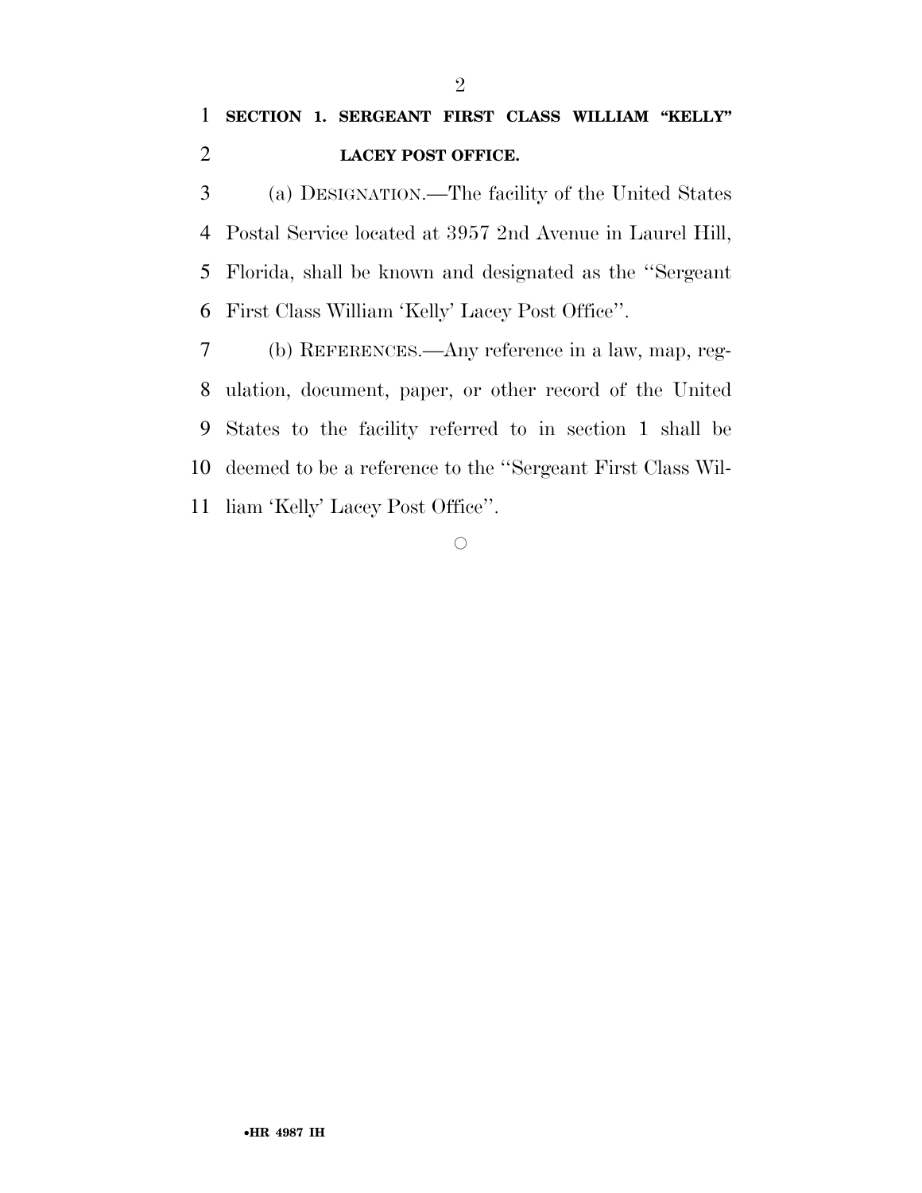**SECTION 1. SERGEANT FIRST CLASS WILLIAM "KELLY" LACEY POST OFFICE.**

(a) DESIGNATION.—The facility of the United States Postal Service located at 3957 2nd Avenue in Laurel Hill, Florida, shall be known and designated as the "Sergeant First Class William 'Kelly' Lacey Post Office".

(b) REFERENCES.—Any reference in a law, map, regulation, document, paper, or other record of the United States to the facility referred to in section 1 shall be deemed to be a reference to the "Sergeant First Class William 'Kelly' Lacey Post Office".

○